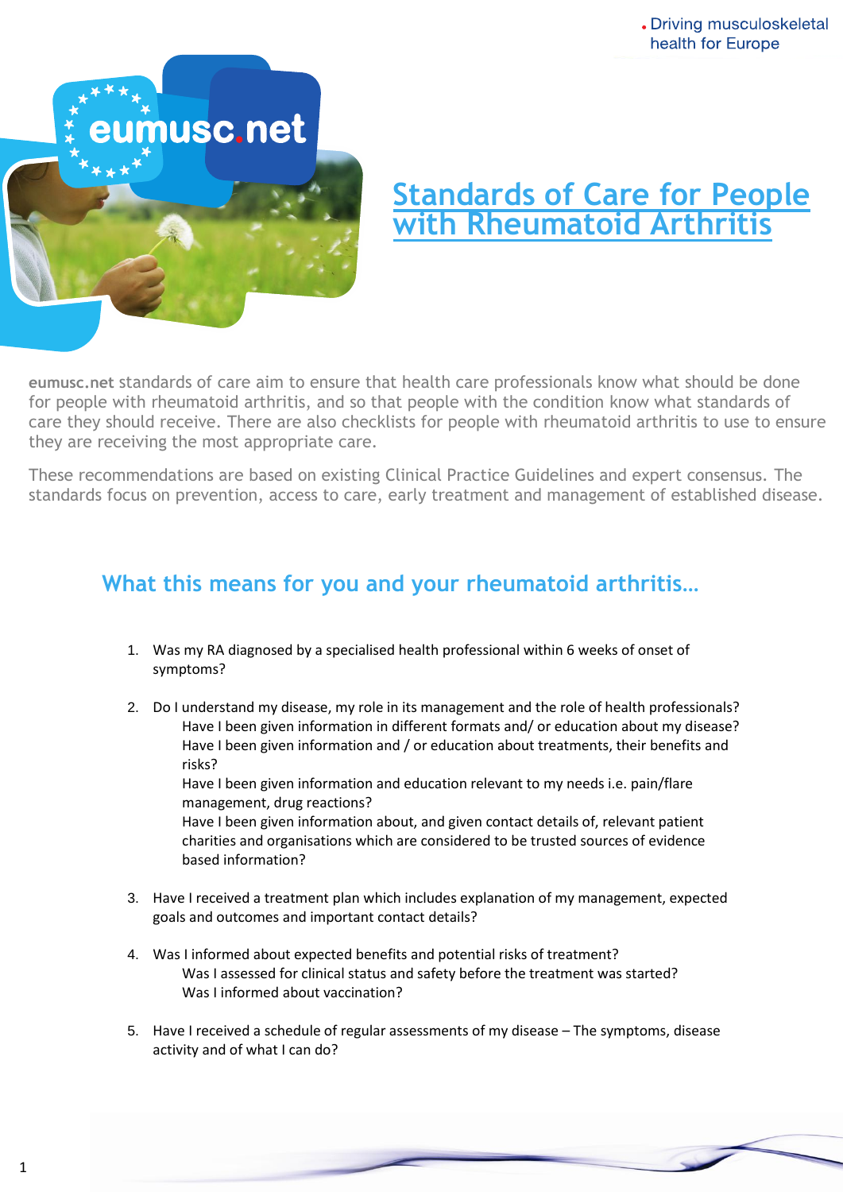# Standards of Care for People with Rheumatoid Arthritis

**eumusc.net** standards of care aim to ensure that health care professionals know what should be done for people with rheumatoid arthritis, and so that people with the condition know what standards of care they should receive. There are also checklists for people with rheumatoid arthritis to use to ensure they are receiving the most appropriate care.

These recommendations are based on existing Clinical Practice Guidelines and expert consensus. The standards focus on prevention, access to care, early treatment and management of established disease.

## What this means for you and your rheumatoid arthritis…

1. Was my RA diagnosed by a specialised health professional within 6 weeks of onset of symptoms?

2. Do I understand my disease, my role in its management and the role of health professionals?
   - Have I been given information in different formats and/ or education about my disease?
   - Have I been given information and / or education about treatments, their benefits and risks?
   - Have I been given information and education relevant to my needs i.e. pain/flare management, drug reactions?
   - Have I been given information about, and given contact details of, relevant patient charities and organisations which are considered to be trusted sources of evidence based information?

3. Have I received a treatment plan which includes explanation of my management, expected goals and outcomes and important contact details?

4. Was I informed about expected benefits and potential risks of treatment?
   - Was I assessed for clinical status and safety before the treatment was started?
   - Was I informed about vaccination?

5. Have I received a schedule of regular assessments of my disease – The symptoms, disease activity and of what I can do?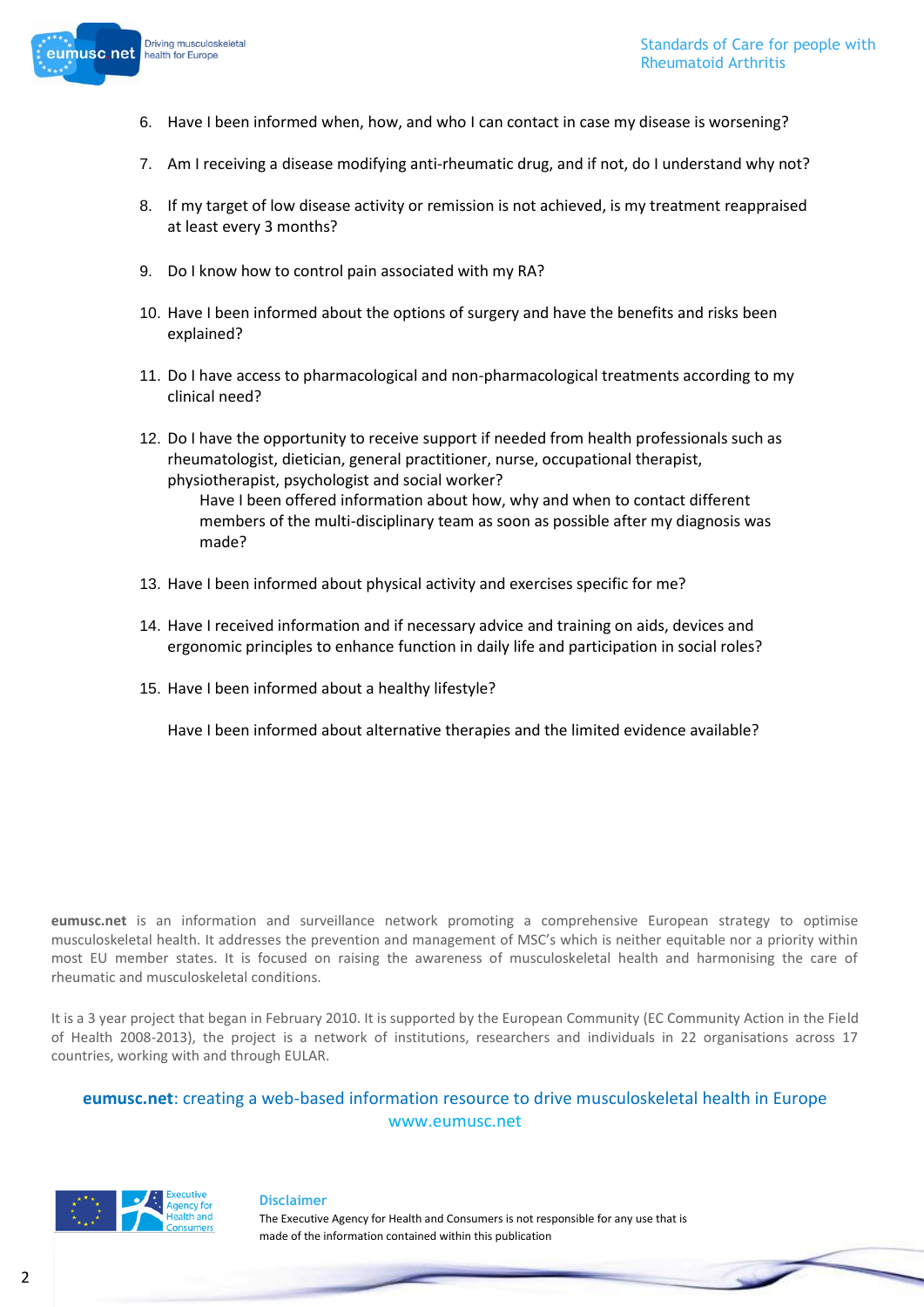6. Have I been informed when, how, and who I can contact in case my disease is worsening?

7. Am I receiving a disease modifying anti-rheumatic drug, and if not, do I understand why not?

8. If my target of low disease activity or remission is not achieved, is my treatment reappraised at least every 3 months?

9. Do I know how to control pain associated with my RA?

10. Have I been informed about the options of surgery and have the benefits and risks been explained?

11. Do I have access to pharmacological and non-pharmacological treatments according to my clinical need?

12. Do I have the opportunity to receive support if needed from health professionals such as rheumatologist, dietician, general practitioner, nurse, occupational therapist, physiotherapist, psychologist and social worker?

    Have I been offered information about how, why and when to contact different members of the multi-disciplinary team as soon as possible after my diagnosis was made?

13. Have I been informed about physical activity and exercises specific for me?

14. Have I received information and if necessary advice and training on aids, devices and ergonomic principles to enhance function in daily life and participation in social roles?

15. Have I been informed about a healthy lifestyle?

    Have I been informed about alternative therapies and the limited evidence available?

**eumusc.net** is an information and surveillance network promoting a comprehensive European strategy to optimise musculoskeletal health. It addresses the prevention and management of MSC's which is neither equitable nor a priority within most EU member states. It is focused on raising the awareness of musculoskeletal health and harmonising the care of rheumatic and musculoskeletal conditions.

It is a 3 year project that began in February 2010. It is supported by the European Community (EC Community Action in the Field of Health 2008-2013), the project is a network of institutions, researchers and individuals in 22 organisations across 17 countries, working with and through EULAR.

**eumusc.net**: creating a web-based information resource to drive musculoskeletal health in Europe
www.eumusc.net

Executive Agency for Health and Consumers

**Disclaimer**

The Executive Agency for Health and Consumers is not responsible for any use that is made of the information contained within this publication